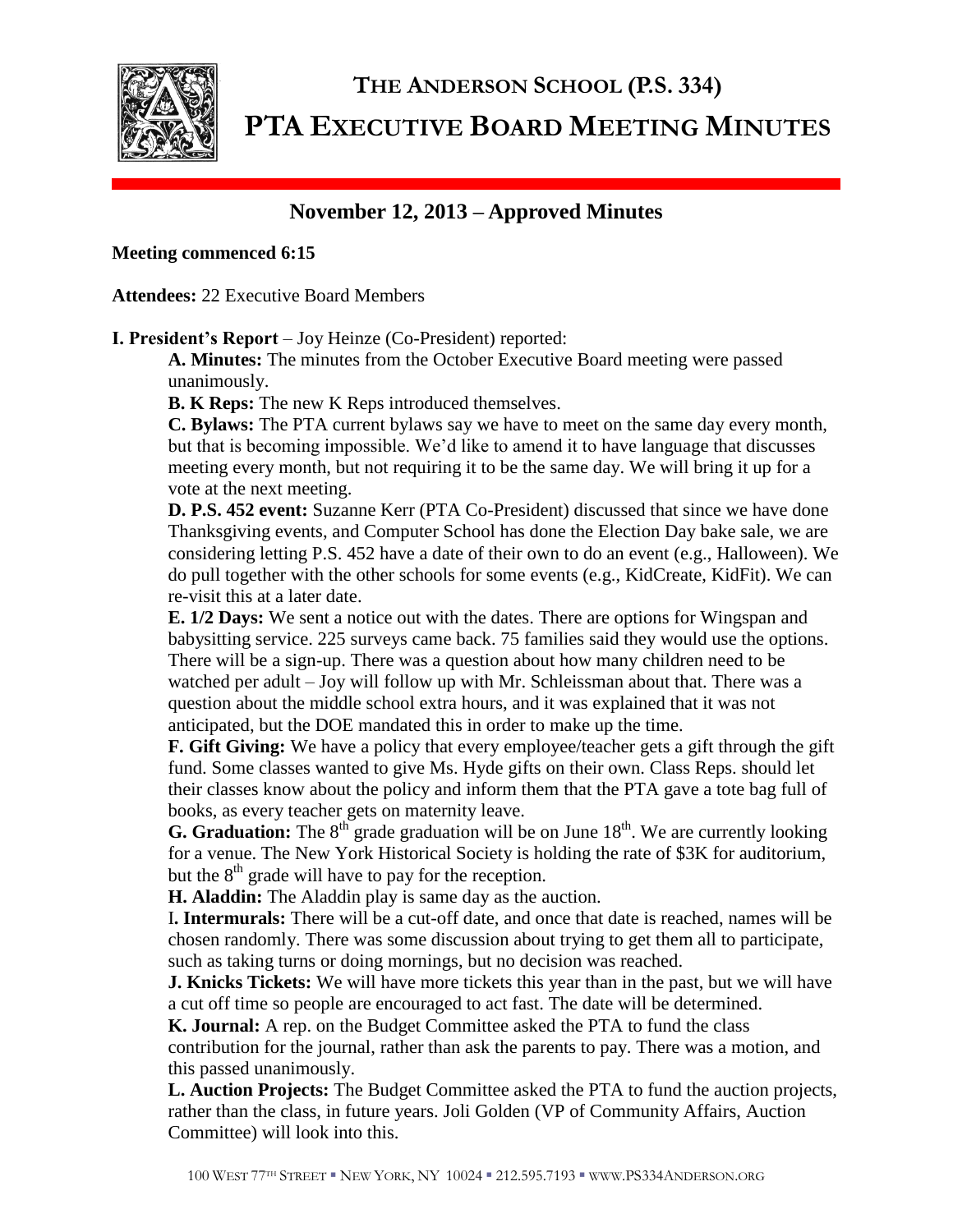# THE ANDERSON SCHOOL (P.S. 334)

# PTA EXECUTIVE BOARD MEETING MINUTES

## November 12, 2013 – Approved Minutes

**Meeting commenced 6:15**

**Attendees:** 22 Executive Board Members

**I. President's Report** – Joy Heinze (Co-President) reported:

**A. Minutes:** The minutes from the October Executive Board meeting were passed unanimously.

**B. K Reps:** The new K Reps introduced themselves.

**C. Bylaws:** The PTA current bylaws say we have to meet on the same day every month, but that is becoming impossible. We'd like to amend it to have language that discusses meeting every month, but not requiring it to be the same day. We will bring it up for a vote at the next meeting.

**D. P.S. 452 event:** Suzanne Kerr (PTA Co-President) discussed that since we have done Thanksgiving events, and Computer School has done the Election Day bake sale, we are considering letting P.S. 452 have a date of their own to do an event (e.g., Halloween). We do pull together with the other schools for some events (e.g., KidCreate, KidFit). We can re-visit this at a later date.

**E. 1/2 Days:** We sent a notice out with the dates. There are options for Wingspan and babysitting service. 225 surveys came back. 75 families said they would use the options. There will be a sign-up. There was a question about how many children need to be watched per adult – Joy will follow up with Mr. Schleissman about that. There was a question about the middle school extra hours, and it was explained that it was not anticipated, but the DOE mandated this in order to make up the time.

**F. Gift Giving:** We have a policy that every employee/teacher gets a gift through the gift fund. Some classes wanted to give Ms. Hyde gifts on their own. Class Reps. should let their classes know about the policy and inform them that the PTA gave a tote bag full of books, as every teacher gets on maternity leave.

**G. Graduation:** The 8th grade graduation will be on June 18th. We are currently looking for a venue. The New York Historical Society is holding the rate of $3K for auditorium, but the 8th grade will have to pay for the reception.

**H. Aladdin:** The Aladdin play is same day as the auction.

**I. Intermurals:** There will be a cut-off date, and once that date is reached, names will be chosen randomly. There was some discussion about trying to get them all to participate, such as taking turns or doing mornings, but no decision was reached.

**J. Knicks Tickets:** We will have more tickets this year than in the past, but we will have a cut off time so people are encouraged to act fast. The date will be determined.

**K. Journal:** A rep. on the Budget Committee asked the PTA to fund the class contribution for the journal, rather than ask the parents to pay. There was a motion, and this passed unanimously.

**L. Auction Projects:** The Budget Committee asked the PTA to fund the auction projects, rather than the class, in future years. Joli Golden (VP of Community Affairs, Auction Committee) will look into this.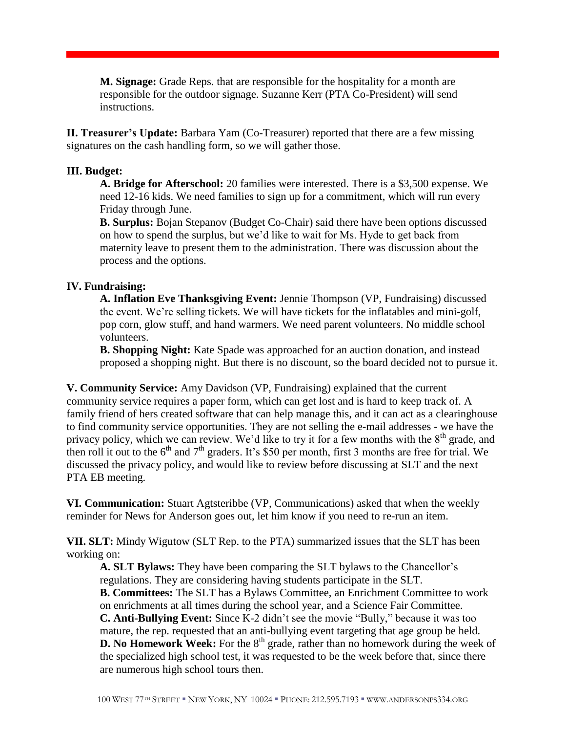**M. Signage:** Grade Reps. that are responsible for the hospitality for a month are responsible for the outdoor signage. Suzanne Kerr (PTA Co-President) will send instructions.

**II. Treasurer's Update:** Barbara Yam (Co-Treasurer) reported that there are a few missing signatures on the cash handling form, so we will gather those.

**III. Budget:**

**A. Bridge for Afterschool:** 20 families were interested. There is a $3,500 expense. We need 12-16 kids. We need families to sign up for a commitment, which will run every Friday through June.

**B. Surplus:** Bojan Stepanov (Budget Co-Chair) said there have been options discussed on how to spend the surplus, but we'd like to wait for Ms. Hyde to get back from maternity leave to present them to the administration. There was discussion about the process and the options.

**IV. Fundraising:**

**A. Inflation Eve Thanksgiving Event:** Jennie Thompson (VP, Fundraising) discussed the event. We're selling tickets. We will have tickets for the inflatables and mini-golf, pop corn, glow stuff, and hand warmers. We need parent volunteers. No middle school volunteers.

**B. Shopping Night:** Kate Spade was approached for an auction donation, and instead proposed a shopping night. But there is no discount, so the board decided not to pursue it.

**V. Community Service:** Amy Davidson (VP, Fundraising) explained that the current community service requires a paper form, which can get lost and is hard to keep track of. A family friend of hers created software that can help manage this, and it can act as a clearinghouse to find community service opportunities. They are not selling the e-mail addresses - we have the privacy policy, which we can review. We'd like to try it for a few months with the 8th grade, and then roll it out to the 6th and 7th graders. It's $50 per month, first 3 months are free for trial. We discussed the privacy policy, and would like to review before discussing at SLT and the next PTA EB meeting.

**VI. Communication:** Stuart Agtsteribbe (VP, Communications) asked that when the weekly reminder for News for Anderson goes out, let him know if you need to re-run an item.

**VII. SLT:** Mindy Wigutow (SLT Rep. to the PTA) summarized issues that the SLT has been working on:

**A. SLT Bylaws:** They have been comparing the SLT bylaws to the Chancellor's regulations. They are considering having students participate in the SLT.

**B. Committees:** The SLT has a Bylaws Committee, an Enrichment Committee to work on enrichments at all times during the school year, and a Science Fair Committee.

**C. Anti-Bullying Event:** Since K-2 didn't see the movie "Bully," because it was too mature, the rep. requested that an anti-bullying event targeting that age group be held.

**D. No Homework Week:** For the 8th grade, rather than no homework during the week of the specialized high school test, it was requested to be the week before that, since there are numerous high school tours then.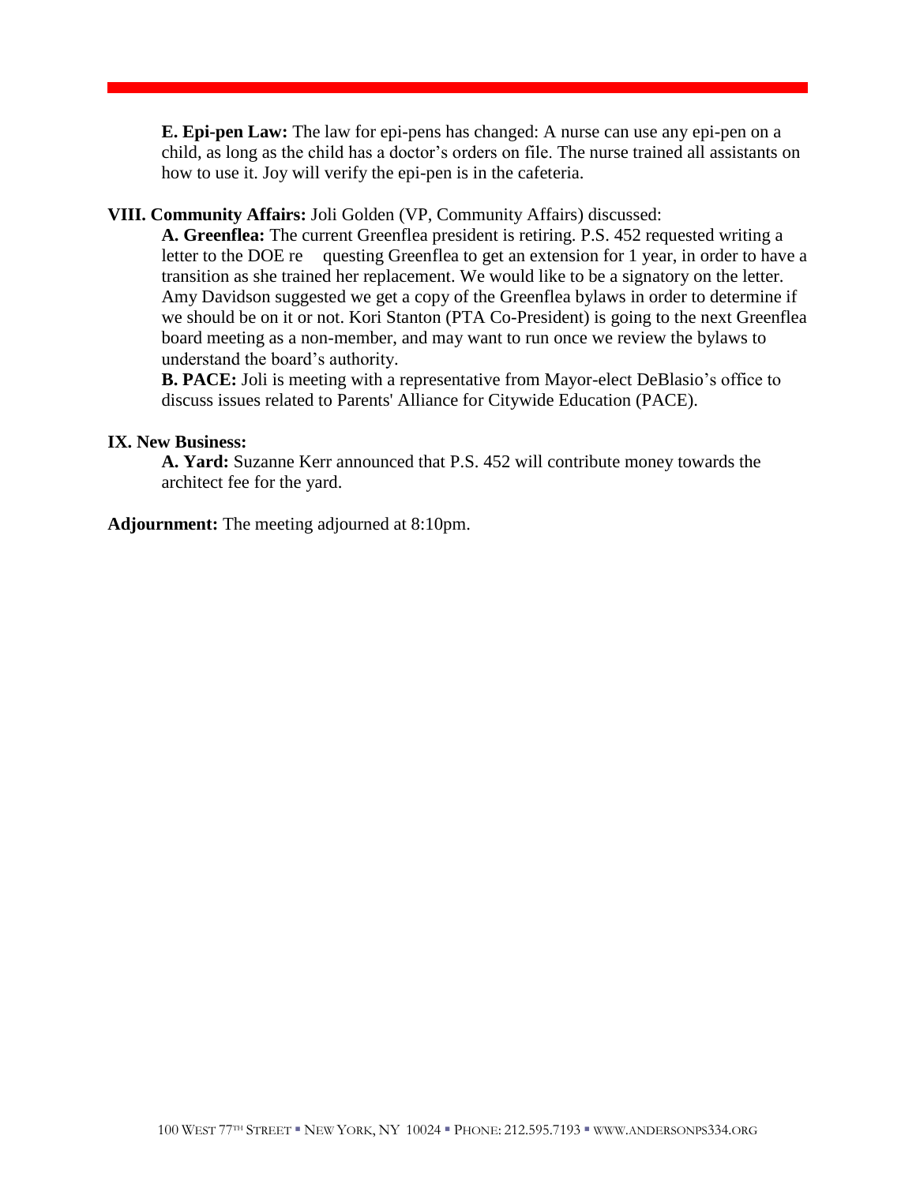**E. Epi-pen Law:** The law for epi-pens has changed: A nurse can use any epi-pen on a child, as long as the child has a doctor's orders on file. The nurse trained all assistants on how to use it. Joy will verify the epi-pen is in the cafeteria.

**VIII. Community Affairs:** Joli Golden (VP, Community Affairs) discussed:

**A. Greenflea:** The current Greenflea president is retiring. P.S. 452 requested writing a letter to the DOE re questing Greenflea to get an extension for 1 year, in order to have a transition as she trained her replacement. We would like to be a signatory on the letter. Amy Davidson suggested we get a copy of the Greenflea bylaws in order to determine if we should be on it or not. Kori Stanton (PTA Co-President) is going to the next Greenflea board meeting as a non-member, and may want to run once we review the bylaws to understand the board's authority.

**B. PACE:** Joli is meeting with a representative from Mayor-elect DeBlasio's office to discuss issues related to Parents' Alliance for Citywide Education (PACE).

**IX. New Business:**

**A. Yard:** Suzanne Kerr announced that P.S. 452 will contribute money towards the architect fee for the yard.

**Adjournment:** The meeting adjourned at 8:10pm.